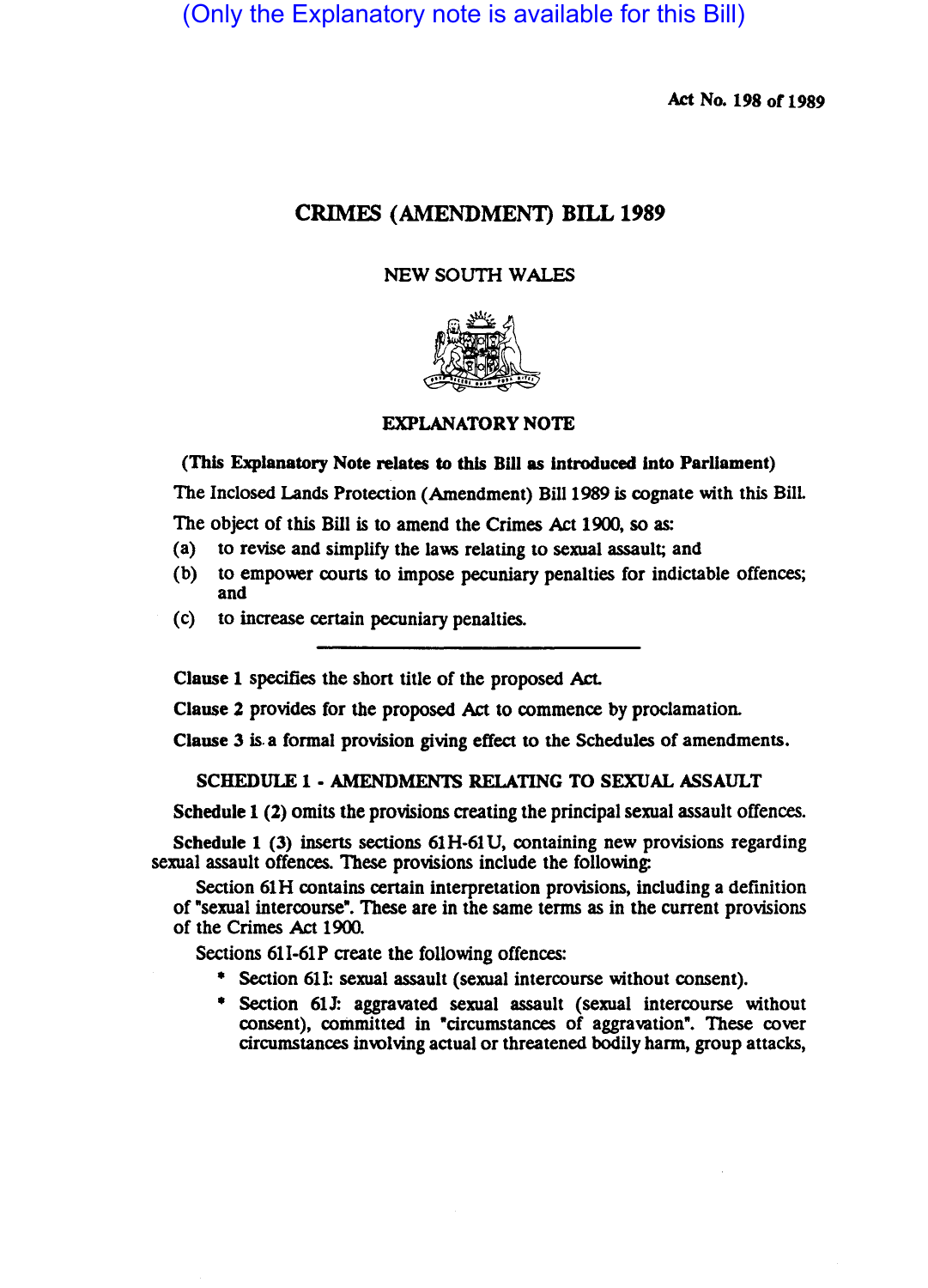(Only the Explanatory note is available for this Bill)

Act No. 198 of 1989

# CRIMES (AMENDMENT) BILL 1989

NEW SOUTH WALES

## EXPLANATORY NOTE

**(This Explanatory Note relates to this Bill as introduced into Parliament)**

The Inclosed Lands Protection (Amendment) Bill 1989 is cognate with this Bill.

The object of this Bill is to amend the Crimes Act 1900, so as:

(a) to revise and simplify the laws relating to sexual assault; and

(b) to empower courts to impose pecuniary penalties for indictable offences; and

(c) to increase certain pecuniary penalties.

---

**Clause 1** specifies the short title of the proposed Act.

**Clause 2** provides for the proposed Act to commence by proclamation.

**Clause 3** is a formal provision giving effect to the Schedules of amendments.

### SCHEDULE 1 - AMENDMENTS RELATING TO SEXUAL ASSAULT

**Schedule 1 (2)** omits the provisions creating the principal sexual assault offences.

**Schedule 1 (3)** inserts sections 61H-61U, containing new provisions regarding sexual assault offences. These provisions include the following:

Section 61H contains certain interpretation provisions, including a definition of "sexual intercourse". These are in the same terms as in the current provisions of the Crimes Act 1900.

Sections 61I-61P create the following offences:

* Section 61I: sexual assault (sexual intercourse without consent).
* Section 61J: aggravated sexual assault (sexual intercourse without consent), committed in "circumstances of aggravation". These cover circumstances involving actual or threatened bodily harm, group attacks,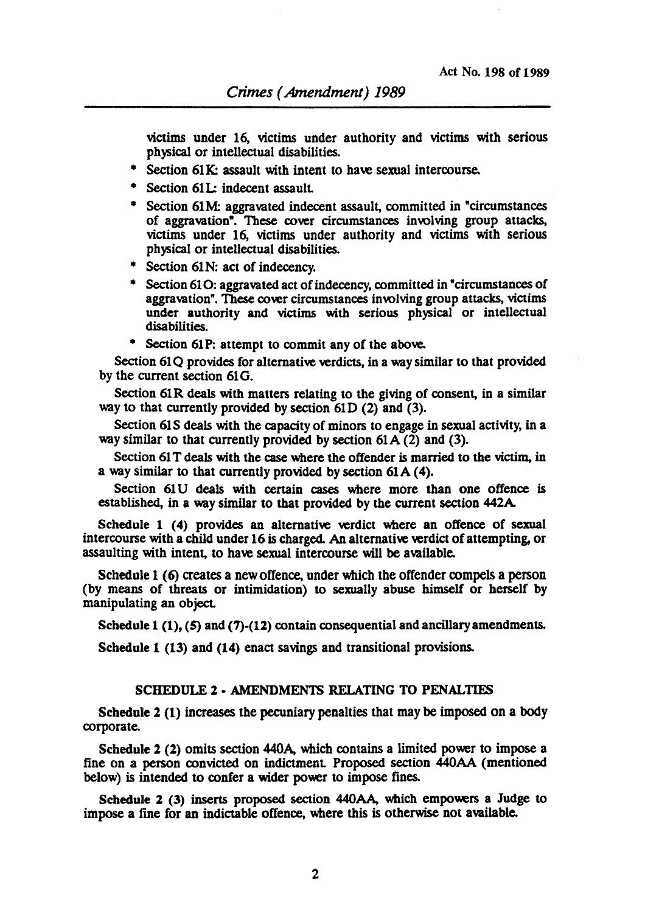victims under 16, victims under authority and victims with serious physical or intellectual disabilities.

* Section 61K: assault with intent to have sexual intercourse.
* Section 61L: indecent assault.
* Section 61M: aggravated indecent assault, committed in "circumstances of aggravation". These cover circumstances involving group attacks, victims under 16, victims under authority and victims with serious physical or intellectual disabilities.
* Section 61N: act of indecency.
* Section 61O: aggravated act of indecency, committed in "circumstances of aggravation". These cover circumstances involving group attacks, victims under authority and victims with serious physical or intellectual disabilities.
* Section 61P: attempt to commit any of the above.

Section 61Q provides for alternative verdicts, in a way similar to that provided by the current section 61G.

Section 61R deals with matters relating to the giving of consent, in a similar way to that currently provided by section 61D (2) and (3).

Section 61S deals with the capacity of minors to engage in sexual activity, in a way similar to that currently provided by section 61A (2) and (3).

Section 61T deals with the case where the offender is married to the victim, in a way similar to that currently provided by section 61A (4).

Section 61U deals with certain cases where more than one offence is established, in a way similar to that provided by the current section 442A.

**Schedule 1 (4)** provides an alternative verdict where an offence of sexual intercourse with a child under 16 is charged. An alternative verdict of attempting, or assaulting with intent, to have sexual intercourse will be available.

**Schedule 1 (6)** creates a new offence, under which the offender compels a person (by means of threats or intimidation) to sexually abuse himself or herself by manipulating an object.

**Schedule 1 (1), (5) and (7)-(12)** contain consequential and ancillary amendments.

**Schedule 1 (13) and (14)** enact savings and transitional provisions.

## SCHEDULE 2 - AMENDMENTS RELATING TO PENALTIES

**Schedule 2 (1)** increases the pecuniary penalties that may be imposed on a body corporate.

**Schedule 2 (2)** omits section 440A, which contains a limited power to impose a fine on a person convicted on indictment. Proposed section 440AA (mentioned below) is intended to confer a wider power to impose fines.

**Schedule 2 (3)** inserts proposed section 440AA, which empowers a Judge to impose a fine for an indictable offence, where this is otherwise not available.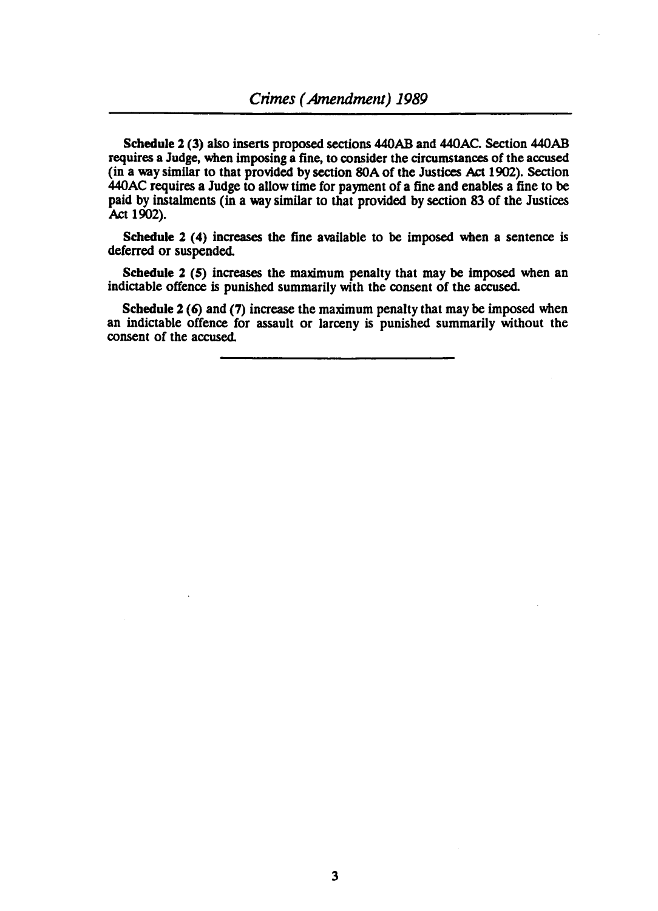**Schedule 2 (3)** also inserts proposed sections 440AB and 440AC. Section 440AB requires a Judge, when imposing a fine, to consider the circumstances of the accused (in a way similar to that provided by section 80A of the Justices Act 1902). Section 440AC requires a Judge to allow time for payment of a fine and enables a fine to be paid by instalments (in a way similar to that provided by section 83 of the Justices Act 1902).

**Schedule 2 (4)** increases the fine available to be imposed when a sentence is deferred or suspended.

**Schedule 2 (5)** increases the maximum penalty that may be imposed when an indictable offence is punished summarily with the consent of the accused.

**Schedule 2 (6)** and **(7)** increase the maximum penalty that may be imposed when an indictable offence for assault or larceny is punished summarily without the consent of the accused.